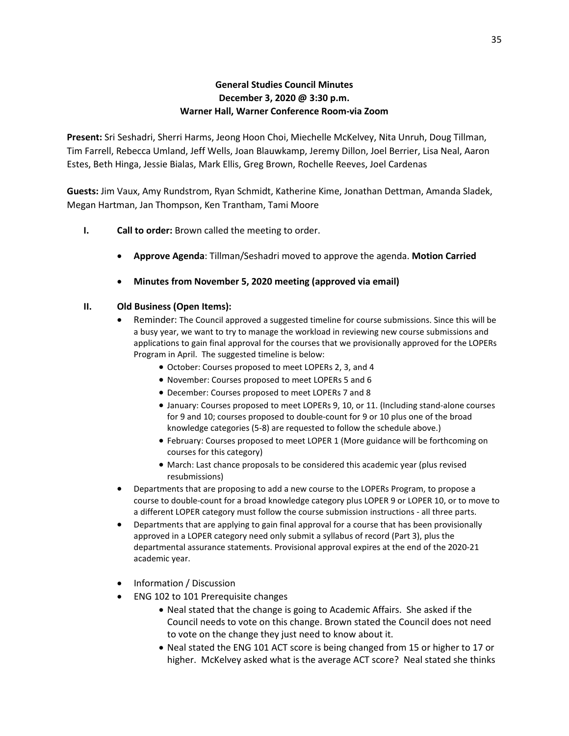**General Studies Council Minutes**
**December 3, 2020 @ 3:30 p.m.**
**Warner Hall, Warner Conference Room-via Zoom**

**Present:** Sri Seshadri, Sherri Harms, Jeong Hoon Choi, Miechelle McKelvey, Nita Unruh, Doug Tillman, Tim Farrell, Rebecca Umland, Jeff Wells, Joan Blauwkamp, Jeremy Dillon, Joel Berrier, Lisa Neal, Aaron Estes, Beth Hinga, Jessie Bialas, Mark Ellis, Greg Brown, Rochelle Reeves, Joel Cardenas

**Guests:** Jim Vaux, Amy Rundstrom, Ryan Schmidt, Katherine Kime, Jonathan Dettman, Amanda Sladek, Megan Hartman, Jan Thompson, Ken Trantham, Tami Moore

**I. Call to order:** Brown called the meeting to order.

- **Approve Agenda**: Tillman/Seshadri moved to approve the agenda. **Motion Carried**
- **Minutes from November 5, 2020 meeting (approved via email)**

**II. Old Business (Open Items):**

- Reminder: The Council approved a suggested timeline for course submissions. Since this will be a busy year, we want to try to manage the workload in reviewing new course submissions and applications to gain final approval for the courses that we provisionally approved for the LOPERs Program in April. The suggested timeline is below:
  - October: Courses proposed to meet LOPERs 2, 3, and 4
  - November: Courses proposed to meet LOPERs 5 and 6
  - December: Courses proposed to meet LOPERs 7 and 8
  - January: Courses proposed to meet LOPERs 9, 10, or 11. (Including stand-alone courses for 9 and 10; courses proposed to double-count for 9 or 10 plus one of the broad knowledge categories (5-8) are requested to follow the schedule above.)
  - February: Courses proposed to meet LOPER 1 (More guidance will be forthcoming on courses for this category)
  - March: Last chance proposals to be considered this academic year (plus revised resubmissions)
- Departments that are proposing to add a new course to the LOPERs Program, to propose a course to double-count for a broad knowledge category plus LOPER 9 or LOPER 10, or to move to a different LOPER category must follow the course submission instructions - all three parts.
- Departments that are applying to gain final approval for a course that has been provisionally approved in a LOPER category need only submit a syllabus of record (Part 3), plus the departmental assurance statements. Provisional approval expires at the end of the 2020-21 academic year.
- Information / Discussion
- ENG 102 to 101 Prerequisite changes
  - Neal stated that the change is going to Academic Affairs. She asked if the Council needs to vote on this change. Brown stated the Council does not need to vote on the change they just need to know about it.
  - Neal stated the ENG 101 ACT score is being changed from 15 or higher to 17 or higher. McKelvey asked what is the average ACT score? Neal stated she thinks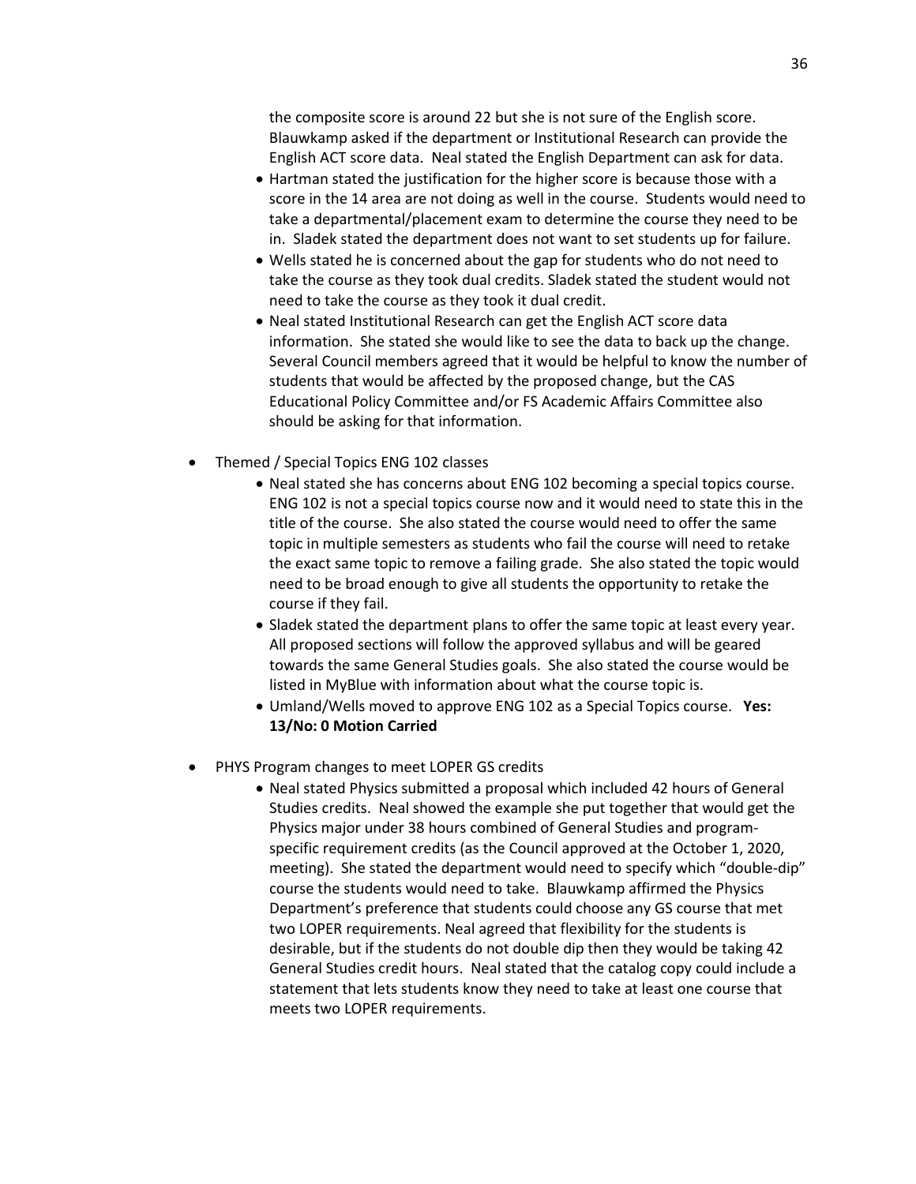the composite score is around 22 but she is not sure of the English score. Blauwkamp asked if the department or Institutional Research can provide the English ACT score data. Neal stated the English Department can ask for data.

- Hartman stated the justification for the higher score is because those with a score in the 14 area are not doing as well in the course. Students would need to take a departmental/placement exam to determine the course they need to be in. Sladek stated the department does not want to set students up for failure.
- Wells stated he is concerned about the gap for students who do not need to take the course as they took dual credits. Sladek stated the student would not need to take the course as they took it dual credit.
- Neal stated Institutional Research can get the English ACT score data information. She stated she would like to see the data to back up the change. Several Council members agreed that it would be helpful to know the number of students that would be affected by the proposed change, but the CAS Educational Policy Committee and/or FS Academic Affairs Committee also should be asking for that information.

- Themed / Special Topics ENG 102 classes
    - Neal stated she has concerns about ENG 102 becoming a special topics course. ENG 102 is not a special topics course now and it would need to state this in the title of the course. She also stated the course would need to offer the same topic in multiple semesters as students who fail the course will need to retake the exact same topic to remove a failing grade. She also stated the topic would need to be broad enough to give all students the opportunity to retake the course if they fail.
    - Sladek stated the department plans to offer the same topic at least every year. All proposed sections will follow the approved syllabus and will be geared towards the same General Studies goals. She also stated the course would be listed in MyBlue with information about what the course topic is.
    - Umland/Wells moved to approve ENG 102 as a Special Topics course. **Yes: 13/No: 0 Motion Carried**

- PHYS Program changes to meet LOPER GS credits
    - Neal stated Physics submitted a proposal which included 42 hours of General Studies credits. Neal showed the example she put together that would get the Physics major under 38 hours combined of General Studies and program-specific requirement credits (as the Council approved at the October 1, 2020, meeting). She stated the department would need to specify which "double-dip" course the students would need to take. Blauwkamp affirmed the Physics Department's preference that students could choose any GS course that met two LOPER requirements. Neal agreed that flexibility for the students is desirable, but if the students do not double dip then they would be taking 42 General Studies credit hours. Neal stated that the catalog copy could include a statement that lets students know they need to take at least one course that meets two LOPER requirements.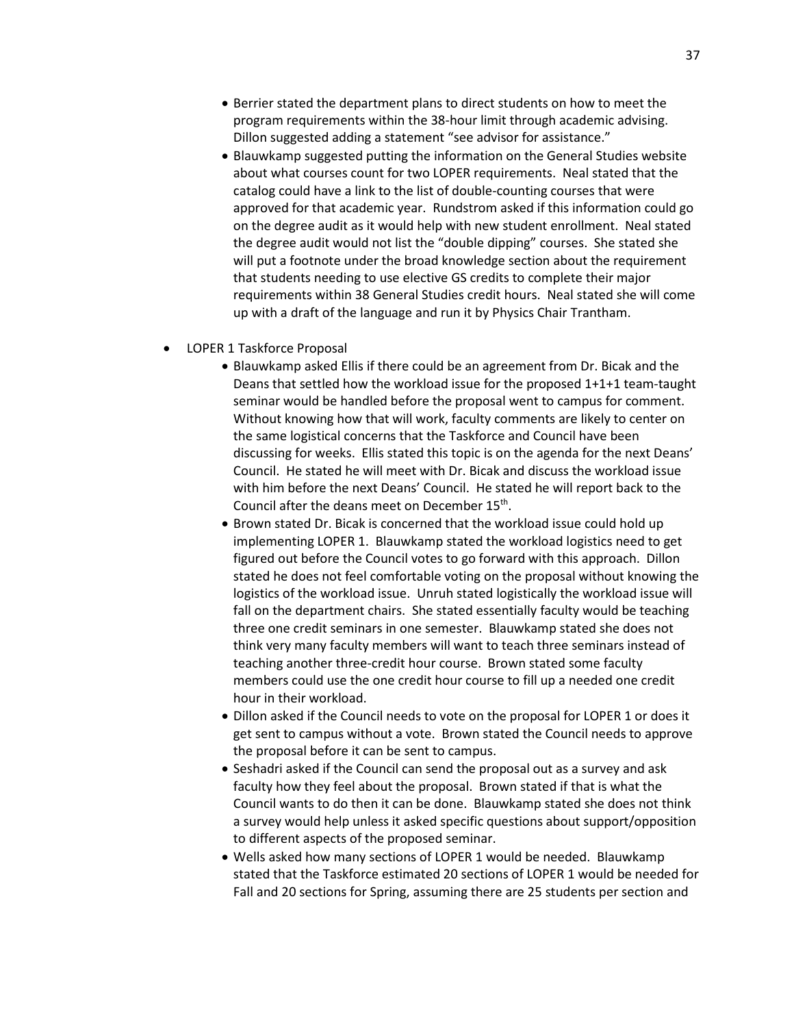- Berrier stated the department plans to direct students on how to meet the program requirements within the 38-hour limit through academic advising. Dillon suggested adding a statement "see advisor for assistance."
- Blauwkamp suggested putting the information on the General Studies website about what courses count for two LOPER requirements. Neal stated that the catalog could have a link to the list of double-counting courses that were approved for that academic year. Rundstrom asked if this information could go on the degree audit as it would help with new student enrollment. Neal stated the degree audit would not list the "double dipping" courses. She stated she will put a footnote under the broad knowledge section about the requirement that students needing to use elective GS credits to complete their major requirements within 38 General Studies credit hours. Neal stated she will come up with a draft of the language and run it by Physics Chair Trantham.

- LOPER 1 Taskforce Proposal
  - Blauwkamp asked Ellis if there could be an agreement from Dr. Bicak and the Deans that settled how the workload issue for the proposed 1+1+1 team-taught seminar would be handled before the proposal went to campus for comment. Without knowing how that will work, faculty comments are likely to center on the same logistical concerns that the Taskforce and Council have been discussing for weeks. Ellis stated this topic is on the agenda for the next Deans' Council. He stated he will meet with Dr. Bicak and discuss the workload issue with him before the next Deans' Council. He stated he will report back to the Council after the deans meet on December 15th.
  - Brown stated Dr. Bicak is concerned that the workload issue could hold up implementing LOPER 1. Blauwkamp stated the workload logistics need to get figured out before the Council votes to go forward with this approach. Dillon stated he does not feel comfortable voting on the proposal without knowing the logistics of the workload issue. Unruh stated logistically the workload issue will fall on the department chairs. She stated essentially faculty would be teaching three one credit seminars in one semester. Blauwkamp stated she does not think very many faculty members will want to teach three seminars instead of teaching another three-credit hour course. Brown stated some faculty members could use the one credit hour course to fill up a needed one credit hour in their workload.
  - Dillon asked if the Council needs to vote on the proposal for LOPER 1 or does it get sent to campus without a vote. Brown stated the Council needs to approve the proposal before it can be sent to campus.
  - Seshadri asked if the Council can send the proposal out as a survey and ask faculty how they feel about the proposal. Brown stated if that is what the Council wants to do then it can be done. Blauwkamp stated she does not think a survey would help unless it asked specific questions about support/opposition to different aspects of the proposed seminar.
  - Wells asked how many sections of LOPER 1 would be needed. Blauwkamp stated that the Taskforce estimated 20 sections of LOPER 1 would be needed for Fall and 20 sections for Spring, assuming there are 25 students per section and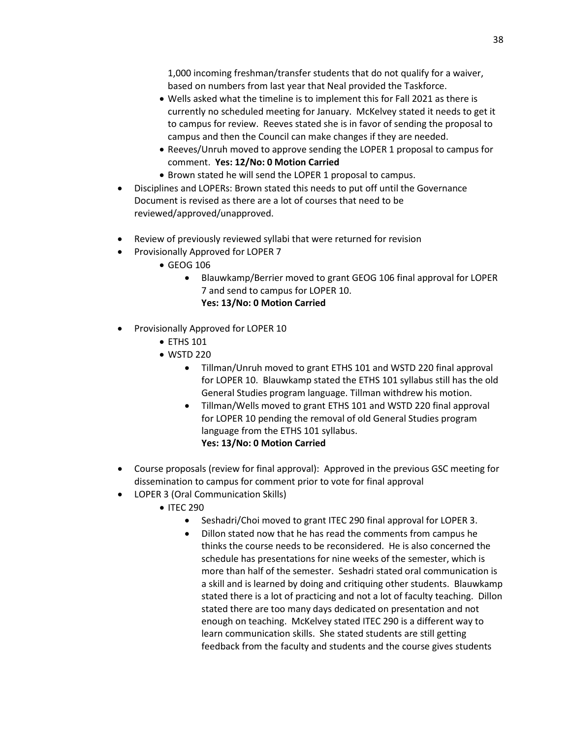1,000 incoming freshman/transfer students that do not qualify for a waiver, based on numbers from last year that Neal provided the Taskforce.

- Wells asked what the timeline is to implement this for Fall 2021 as there is currently no scheduled meeting for January. McKelvey stated it needs to get it to campus for review. Reeves stated she is in favor of sending the proposal to campus and then the Council can make changes if they are needed.
- Reeves/Unruh moved to approve sending the LOPER 1 proposal to campus for comment. **Yes: 12/No: 0 Motion Carried**
- Brown stated he will send the LOPER 1 proposal to campus.

- Disciplines and LOPERs: Brown stated this needs to put off until the Governance Document is revised as there are a lot of courses that need to be reviewed/approved/unapproved.

- Review of previously reviewed syllabi that were returned for revision
- Provisionally Approved for LOPER 7
  - GEOG 106
    - Blauwkamp/Berrier moved to grant GEOG 106 final approval for LOPER 7 and send to campus for LOPER 10.
      **Yes: 13/No: 0 Motion Carried**

- Provisionally Approved for LOPER 10
  - ETHS 101
  - WSTD 220
    - Tillman/Unruh moved to grant ETHS 101 and WSTD 220 final approval for LOPER 10. Blauwkamp stated the ETHS 101 syllabus still has the old General Studies program language. Tillman withdrew his motion.
    - Tillman/Wells moved to grant ETHS 101 and WSTD 220 final approval for LOPER 10 pending the removal of old General Studies program language from the ETHS 101 syllabus.
      **Yes: 13/No: 0 Motion Carried**

- Course proposals (review for final approval): Approved in the previous GSC meeting for dissemination to campus for comment prior to vote for final approval
- LOPER 3 (Oral Communication Skills)
  - ITEC 290
    - Seshadri/Choi moved to grant ITEC 290 final approval for LOPER 3.
    - Dillon stated now that he has read the comments from campus he thinks the course needs to be reconsidered. He is also concerned the schedule has presentations for nine weeks of the semester, which is more than half of the semester. Seshadri stated oral communication is a skill and is learned by doing and critiquing other students. Blauwkamp stated there is a lot of practicing and not a lot of faculty teaching. Dillon stated there are too many days dedicated on presentation and not enough on teaching. McKelvey stated ITEC 290 is a different way to learn communication skills. She stated students are still getting feedback from the faculty and students and the course gives students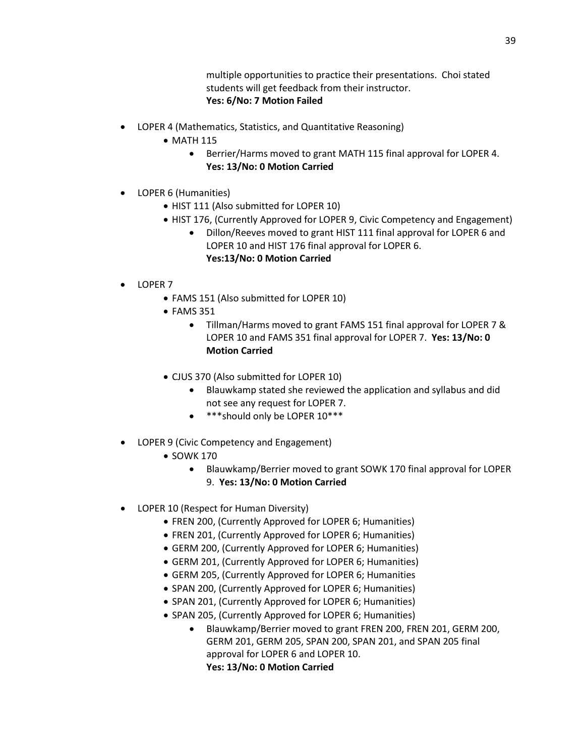multiple opportunities to practice their presentations. Choi stated students will get feedback from their instructor.
**Yes: 6/No: 7 Motion Failed**

- LOPER 4 (Mathematics, Statistics, and Quantitative Reasoning)
    - MATH 115
        - Berrier/Harms moved to grant MATH 115 final approval for LOPER 4. **Yes: 13/No: 0 Motion Carried**

- LOPER 6 (Humanities)
    - HIST 111 (Also submitted for LOPER 10)
    - HIST 176, (Currently Approved for LOPER 9, Civic Competency and Engagement)
        - Dillon/Reeves moved to grant HIST 111 final approval for LOPER 6 and LOPER 10 and HIST 176 final approval for LOPER 6. **Yes:13/No: 0 Motion Carried**

- LOPER 7
    - FAMS 151 (Also submitted for LOPER 10)
    - FAMS 351
        - Tillman/Harms moved to grant FAMS 151 final approval for LOPER 7 & LOPER 10 and FAMS 351 final approval for LOPER 7. **Yes: 13/No: 0 Motion Carried**
    - CJUS 370 (Also submitted for LOPER 10)
        - Blauwkamp stated she reviewed the application and syllabus and did not see any request for LOPER 7.
        - ***should only be LOPER 10***

- LOPER 9 (Civic Competency and Engagement)
    - SOWK 170
        - Blauwkamp/Berrier moved to grant SOWK 170 final approval for LOPER 9. **Yes: 13/No: 0 Motion Carried**

- LOPER 10 (Respect for Human Diversity)
    - FREN 200, (Currently Approved for LOPER 6; Humanities)
    - FREN 201, (Currently Approved for LOPER 6; Humanities)
    - GERM 200, (Currently Approved for LOPER 6; Humanities)
    - GERM 201, (Currently Approved for LOPER 6; Humanities)
    - GERM 205, (Currently Approved for LOPER 6; Humanities
    - SPAN 200, (Currently Approved for LOPER 6; Humanities)
    - SPAN 201, (Currently Approved for LOPER 6; Humanities)
    - SPAN 205, (Currently Approved for LOPER 6; Humanities)
        - Blauwkamp/Berrier moved to grant FREN 200, FREN 201, GERM 200, GERM 201, GERM 205, SPAN 200, SPAN 201, and SPAN 205 final approval for LOPER 6 and LOPER 10. **Yes: 13/No: 0 Motion Carried**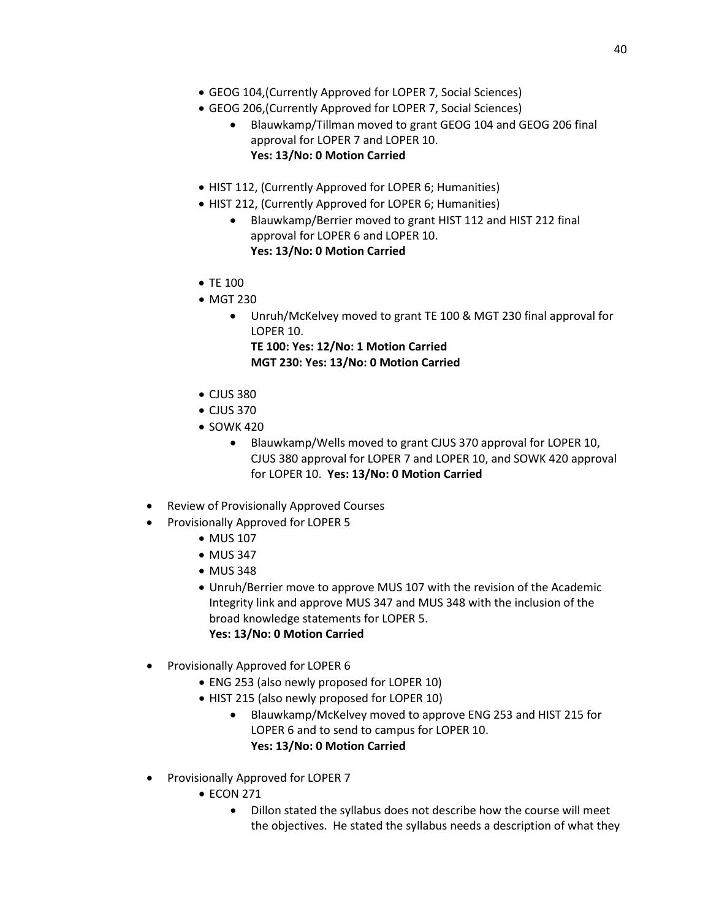- GEOG 104,(Currently Approved for LOPER 7, Social Sciences)
- GEOG 206,(Currently Approved for LOPER 7, Social Sciences)
    - Blauwkamp/Tillman moved to grant GEOG 104 and GEOG 206 final approval for LOPER 7 and LOPER 10.
      **Yes: 13/No: 0 Motion Carried**

- HIST 112, (Currently Approved for LOPER 6; Humanities)
- HIST 212, (Currently Approved for LOPER 6; Humanities)
    - Blauwkamp/Berrier moved to grant HIST 112 and HIST 212 final approval for LOPER 6 and LOPER 10.
      **Yes: 13/No: 0 Motion Carried**

- TE 100
- MGT 230
    - Unruh/McKelvey moved to grant TE 100 & MGT 230 final approval for LOPER 10.
      **TE 100: Yes: 12/No: 1 Motion Carried**
      **MGT 230: Yes: 13/No: 0 Motion Carried**

- CJUS 380
- CJUS 370
- SOWK 420
    - Blauwkamp/Wells moved to grant CJUS 370 approval for LOPER 10, CJUS 380 approval for LOPER 7 and LOPER 10, and SOWK 420 approval for LOPER 10. **Yes: 13/No: 0 Motion Carried**

- Review of Provisionally Approved Courses
- Provisionally Approved for LOPER 5
    - MUS 107
    - MUS 347
    - MUS 348
    - Unruh/Berrier move to approve MUS 107 with the revision of the Academic Integrity link and approve MUS 347 and MUS 348 with the inclusion of the broad knowledge statements for LOPER 5.
      **Yes: 13/No: 0 Motion Carried**

- Provisionally Approved for LOPER 6
    - ENG 253 (also newly proposed for LOPER 10)
    - HIST 215 (also newly proposed for LOPER 10)
        - Blauwkamp/McKelvey moved to approve ENG 253 and HIST 215 for LOPER 6 and to send to campus for LOPER 10.
          **Yes: 13/No: 0 Motion Carried**

- Provisionally Approved for LOPER 7
    - ECON 271
        - Dillon stated the syllabus does not describe how the course will meet the objectives. He stated the syllabus needs a description of what they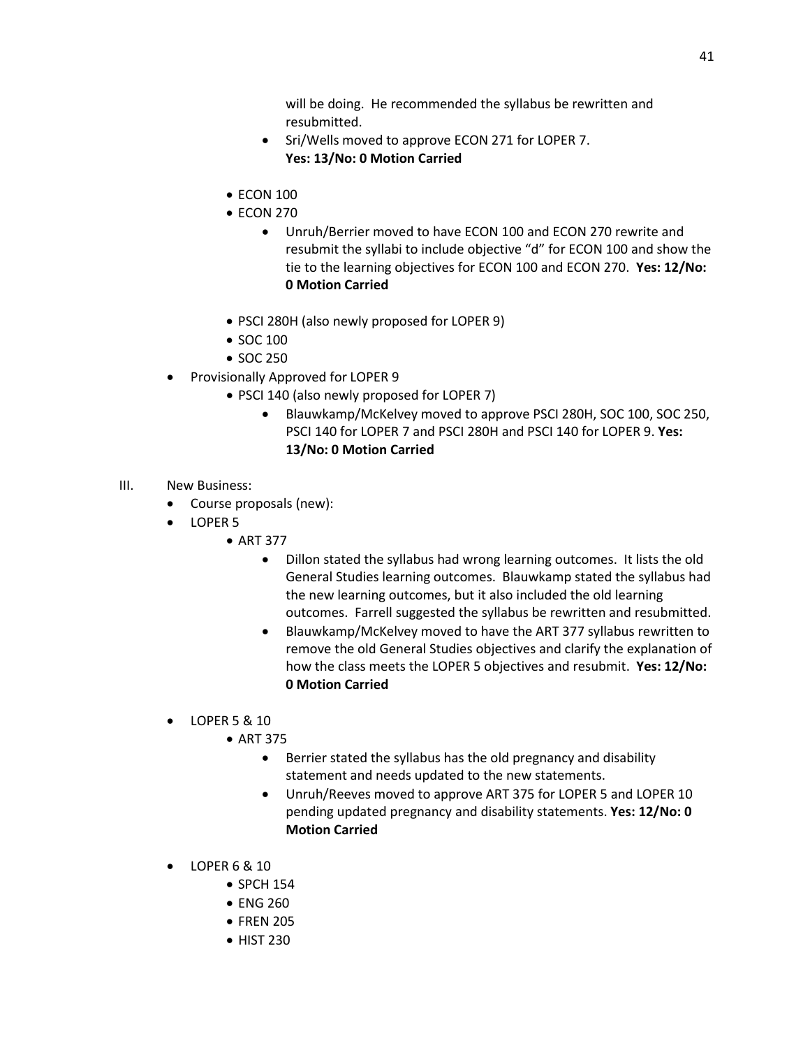- will be doing. He recommended the syllabus be rewritten and resubmitted.
    - Sri/Wells moved to approve ECON 271 for LOPER 7. **Yes: 13/No: 0 Motion Carried**

  - ECON 100
  - ECON 270
    - Unruh/Berrier moved to have ECON 100 and ECON 270 rewrite and resubmit the syllabi to include objective "d" for ECON 100 and show the tie to the learning objectives for ECON 100 and ECON 270. **Yes: 12/No: 0 Motion Carried**

  - PSCI 280H (also newly proposed for LOPER 9)
  - SOC 100
  - SOC 250
- Provisionally Approved for LOPER 9
  - PSCI 140 (also newly proposed for LOPER 7)
    - Blauwkamp/McKelvey moved to approve PSCI 280H, SOC 100, SOC 250, PSCI 140 for LOPER 7 and PSCI 280H and PSCI 140 for LOPER 9. **Yes: 13/No: 0 Motion Carried**

III. New Business:

- Course proposals (new):
- LOPER 5
  - ART 377
    - Dillon stated the syllabus had wrong learning outcomes. It lists the old General Studies learning outcomes. Blauwkamp stated the syllabus had the new learning outcomes, but it also included the old learning outcomes. Farrell suggested the syllabus be rewritten and resubmitted.
    - Blauwkamp/McKelvey moved to have the ART 377 syllabus rewritten to remove the old General Studies objectives and clarify the explanation of how the class meets the LOPER 5 objectives and resubmit. **Yes: 12/No: 0 Motion Carried**

- LOPER 5 & 10
  - ART 375
    - Berrier stated the syllabus has the old pregnancy and disability statement and needs updated to the new statements.
    - Unruh/Reeves moved to approve ART 375 for LOPER 5 and LOPER 10 pending updated pregnancy and disability statements. **Yes: 12/No: 0 Motion Carried**

- LOPER 6 & 10
  - SPCH 154
  - ENG 260
  - FREN 205
  - HIST 230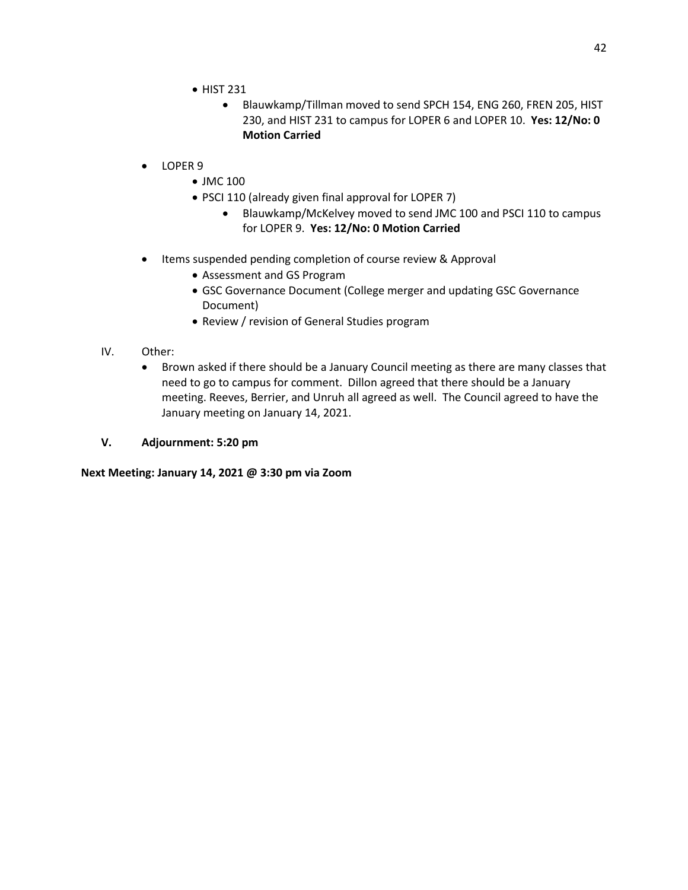- HIST 231
    - Blauwkamp/Tillman moved to send SPCH 154, ENG 260, FREN 205, HIST 230, and HIST 231 to campus for LOPER 6 and LOPER 10. **Yes: 12/No: 0 Motion Carried**

- LOPER 9
    - JMC 100
    - PSCI 110 (already given final approval for LOPER 7)
        - Blauwkamp/McKelvey moved to send JMC 100 and PSCI 110 to campus for LOPER 9. **Yes: 12/No: 0 Motion Carried**

- Items suspended pending completion of course review & Approval
    - Assessment and GS Program
    - GSC Governance Document (College merger and updating GSC Governance Document)
    - Review / revision of General Studies program

IV. Other:

- Brown asked if there should be a January Council meeting as there are many classes that need to go to campus for comment. Dillon agreed that there should be a January meeting. Reeves, Berrier, and Unruh all agreed as well. The Council agreed to have the January meeting on January 14, 2021.

**V. Adjournment: 5:20 pm**

**Next Meeting: January 14, 2021 @ 3:30 pm via Zoom**